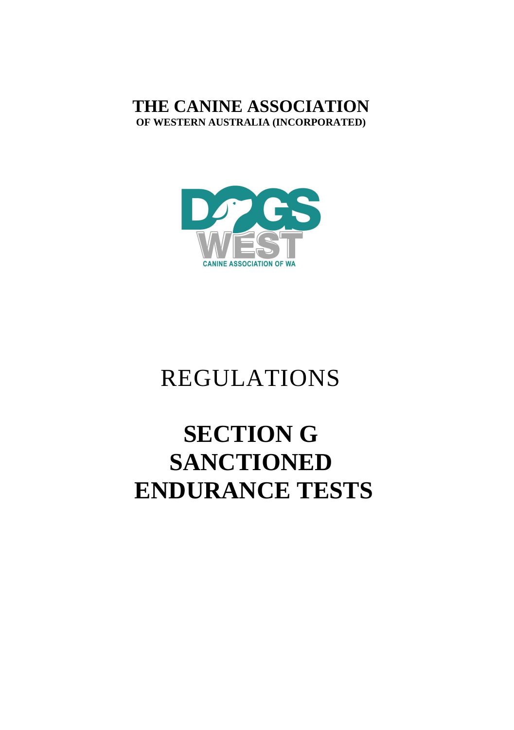# THE CANINE ASSOCIATION
**OF WESTERN AUSTRALIA (INCORPORATED)**

DOGS WEST

CANINE ASSOCIATION OF WA

# REGULATIONS

# SECTION G
# SANCTIONED
# ENDURANCE TESTS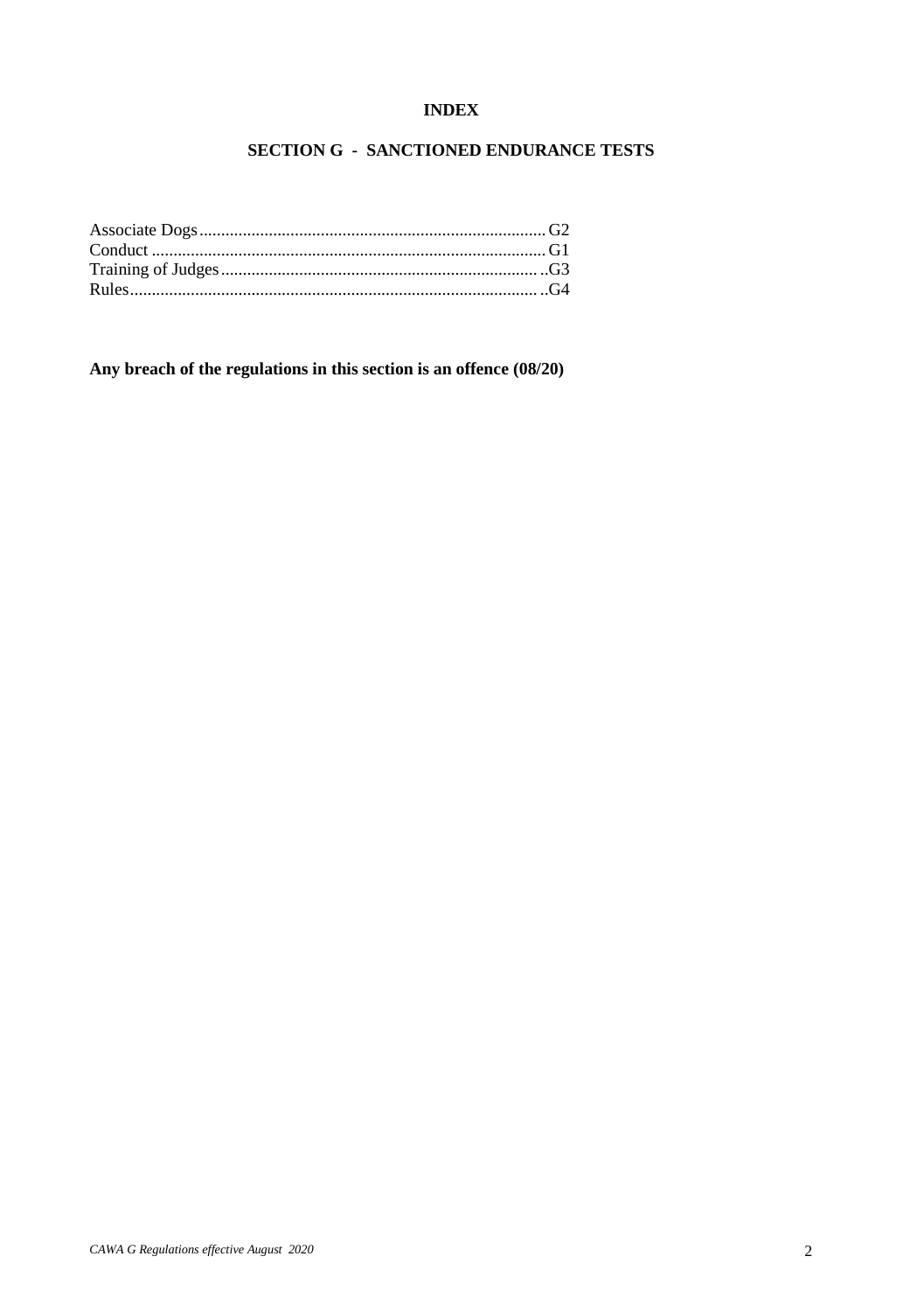# INDEX

## SECTION G - SANCTIONED ENDURANCE TESTS

Associate Dogs...............................................................................G2
Conduct .........................................................................................G1
Training of Judges.........................................................................G3
Rules..............................................................................................G4

**Any breach of the regulations in this section is an offence (08/20)**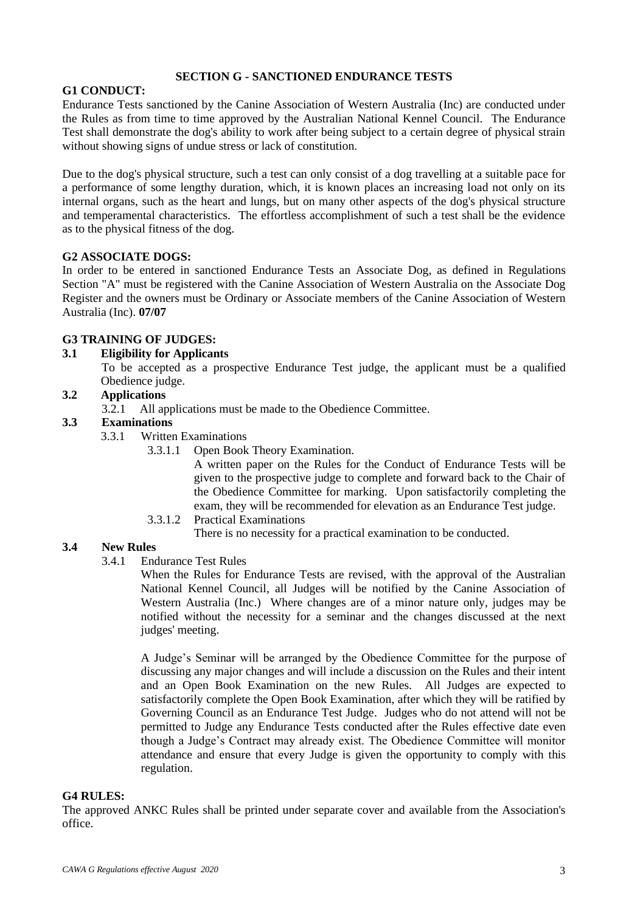## SECTION G - SANCTIONED ENDURANCE TESTS

**G1 CONDUCT:**

Endurance Tests sanctioned by the Canine Association of Western Australia (Inc) are conducted under the Rules as from time to time approved by the Australian National Kennel Council. The Endurance Test shall demonstrate the dog's ability to work after being subject to a certain degree of physical strain without showing signs of undue stress or lack of constitution.

Due to the dog's physical structure, such a test can only consist of a dog travelling at a suitable pace for a performance of some lengthy duration, which, it is known places an increasing load not only on its internal organs, such as the heart and lungs, but on many other aspects of the dog's physical structure and temperamental characteristics. The effortless accomplishment of such a test shall be the evidence as to the physical fitness of the dog.

**G2 ASSOCIATE DOGS:**

In order to be entered in sanctioned Endurance Tests an Associate Dog, as defined in Regulations Section "A" must be registered with the Canine Association of Western Australia on the Associate Dog Register and the owners must be Ordinary or Associate members of the Canine Association of Western Australia (Inc). **07/07**

**G3 TRAINING OF JUDGES:**

**3.1 Eligibility for Applicants**

To be accepted as a prospective Endurance Test judge, the applicant must be a qualified Obedience judge.

**3.2 Applications**

3.2.1 All applications must be made to the Obedience Committee.

**3.3 Examinations**

3.3.1 Written Examinations

3.3.1.1 Open Book Theory Examination.

A written paper on the Rules for the Conduct of Endurance Tests will be given to the prospective judge to complete and forward back to the Chair of the Obedience Committee for marking. Upon satisfactorily completing the exam, they will be recommended for elevation as an Endurance Test judge.

3.3.1.2 Practical Examinations

There is no necessity for a practical examination to be conducted.

**3.4 New Rules**

3.4.1 Endurance Test Rules

When the Rules for Endurance Tests are revised, with the approval of the Australian National Kennel Council, all Judges will be notified by the Canine Association of Western Australia (Inc.) Where changes are of a minor nature only, judges may be notified without the necessity for a seminar and the changes discussed at the next judges' meeting.

A Judge's Seminar will be arranged by the Obedience Committee for the purpose of discussing any major changes and will include a discussion on the Rules and their intent and an Open Book Examination on the new Rules. All Judges are expected to satisfactorily complete the Open Book Examination, after which they will be ratified by Governing Council as an Endurance Test Judge. Judges who do not attend will not be permitted to Judge any Endurance Tests conducted after the Rules effective date even though a Judge's Contract may already exist. The Obedience Committee will monitor attendance and ensure that every Judge is given the opportunity to comply with this regulation.

**G4 RULES:**

The approved ANKC Rules shall be printed under separate cover and available from the Association's office.